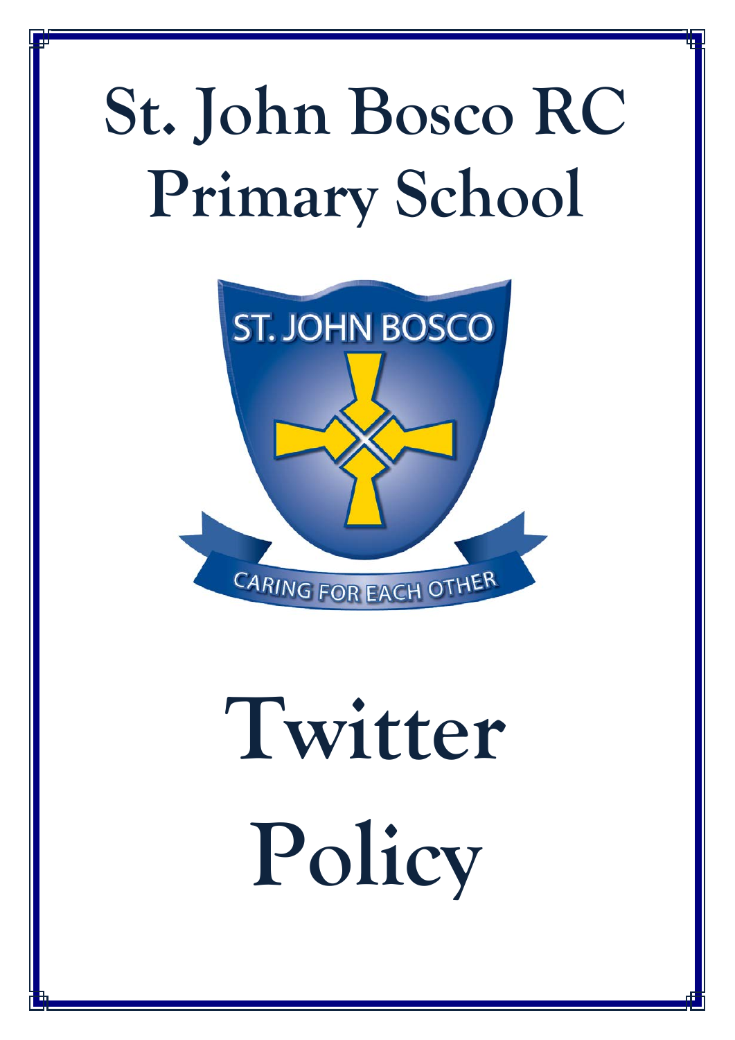# St. John Bosco RC Primary School

ST. JOHN BOSCO

CARING FOR EACH OTHER

# Twitter Policy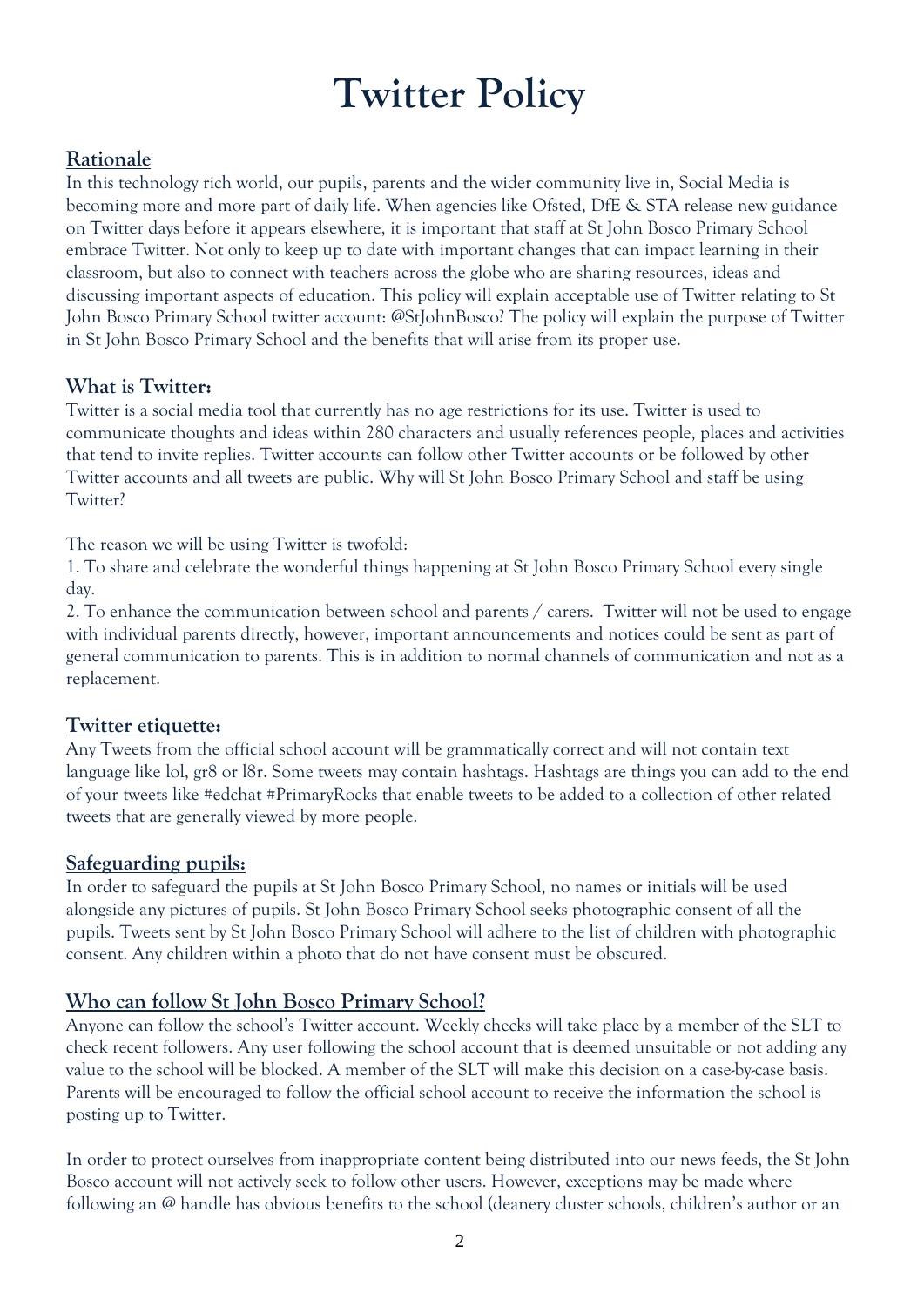# Twitter Policy

## Rationale

In this technology rich world, our pupils, parents and the wider community live in, Social Media is becoming more and more part of daily life. When agencies like Ofsted, DfE & STA release new guidance on Twitter days before it appears elsewhere, it is important that staff at St John Bosco Primary School embrace Twitter. Not only to keep up to date with important changes that can impact learning in their classroom, but also to connect with teachers across the globe who are sharing resources, ideas and discussing important aspects of education. This policy will explain acceptable use of Twitter relating to St John Bosco Primary School twitter account: @StJohnBosco? The policy will explain the purpose of Twitter in St John Bosco Primary School and the benefits that will arise from its proper use.

## What is Twitter:

Twitter is a social media tool that currently has no age restrictions for its use. Twitter is used to communicate thoughts and ideas within 280 characters and usually references people, places and activities that tend to invite replies. Twitter accounts can follow other Twitter accounts or be followed by other Twitter accounts and all tweets are public. Why will St John Bosco Primary School and staff be using Twitter?

The reason we will be using Twitter is twofold:

1. To share and celebrate the wonderful things happening at St John Bosco Primary School every single day.
2. To enhance the communication between school and parents / carers. Twitter will not be used to engage with individual parents directly, however, important announcements and notices could be sent as part of general communication to parents. This is in addition to normal channels of communication and not as a replacement.

## Twitter etiquette:

Any Tweets from the official school account will be grammatically correct and will not contain text language like lol, gr8 or l8r. Some tweets may contain hashtags. Hashtags are things you can add to the end of your tweets like #edchat #PrimaryRocks that enable tweets to be added to a collection of other related tweets that are generally viewed by more people.

## Safeguarding pupils:

In order to safeguard the pupils at St John Bosco Primary School, no names or initials will be used alongside any pictures of pupils. St John Bosco Primary School seeks photographic consent of all the pupils. Tweets sent by St John Bosco Primary School will adhere to the list of children with photographic consent. Any children within a photo that do not have consent must be obscured.

## Who can follow St John Bosco Primary School?

Anyone can follow the school's Twitter account. Weekly checks will take place by a member of the SLT to check recent followers. Any user following the school account that is deemed unsuitable or not adding any value to the school will be blocked. A member of the SLT will make this decision on a case-by-case basis. Parents will be encouraged to follow the official school account to receive the information the school is posting up to Twitter.

In order to protect ourselves from inappropriate content being distributed into our news feeds, the St John Bosco account will not actively seek to follow other users. However, exceptions may be made where following an @ handle has obvious benefits to the school (deanery cluster schools, children's author or an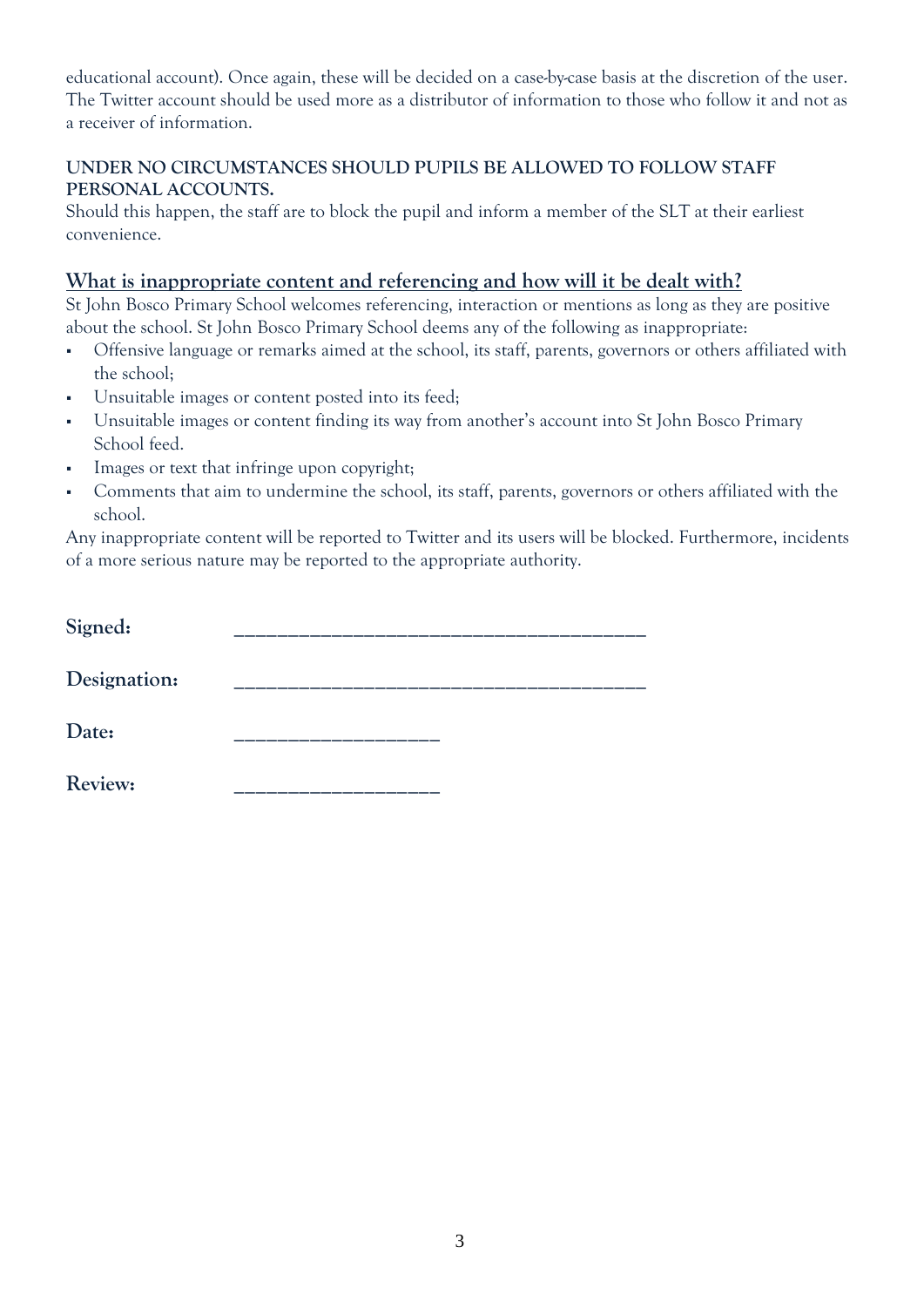educational account). Once again, these will be decided on a case-by-case basis at the discretion of the user. The Twitter account should be used more as a distributor of information to those who follow it and not as a receiver of information.

**UNDER NO CIRCUMSTANCES SHOULD PUPILS BE ALLOWED TO FOLLOW STAFF PERSONAL ACCOUNTS.**

Should this happen, the staff are to block the pupil and inform a member of the SLT at their earliest convenience.

## What is inappropriate content and referencing and how will it be dealt with?

St John Bosco Primary School welcomes referencing, interaction or mentions as long as they are positive about the school. St John Bosco Primary School deems any of the following as inappropriate:

- Offensive language or remarks aimed at the school, its staff, parents, governors or others affiliated with the school;
- Unsuitable images or content posted into its feed;
- Unsuitable images or content finding its way from another's account into St John Bosco Primary School feed.
- Images or text that infringe upon copyright;
- Comments that aim to undermine the school, its staff, parents, governors or others affiliated with the school.

Any inappropriate content will be reported to Twitter and its users will be blocked. Furthermore, incidents of a more serious nature may be reported to the appropriate authority.

**Signed:** ______________________________________

**Designation:** ______________________________________

**Date:** ___________________

**Review:** ___________________